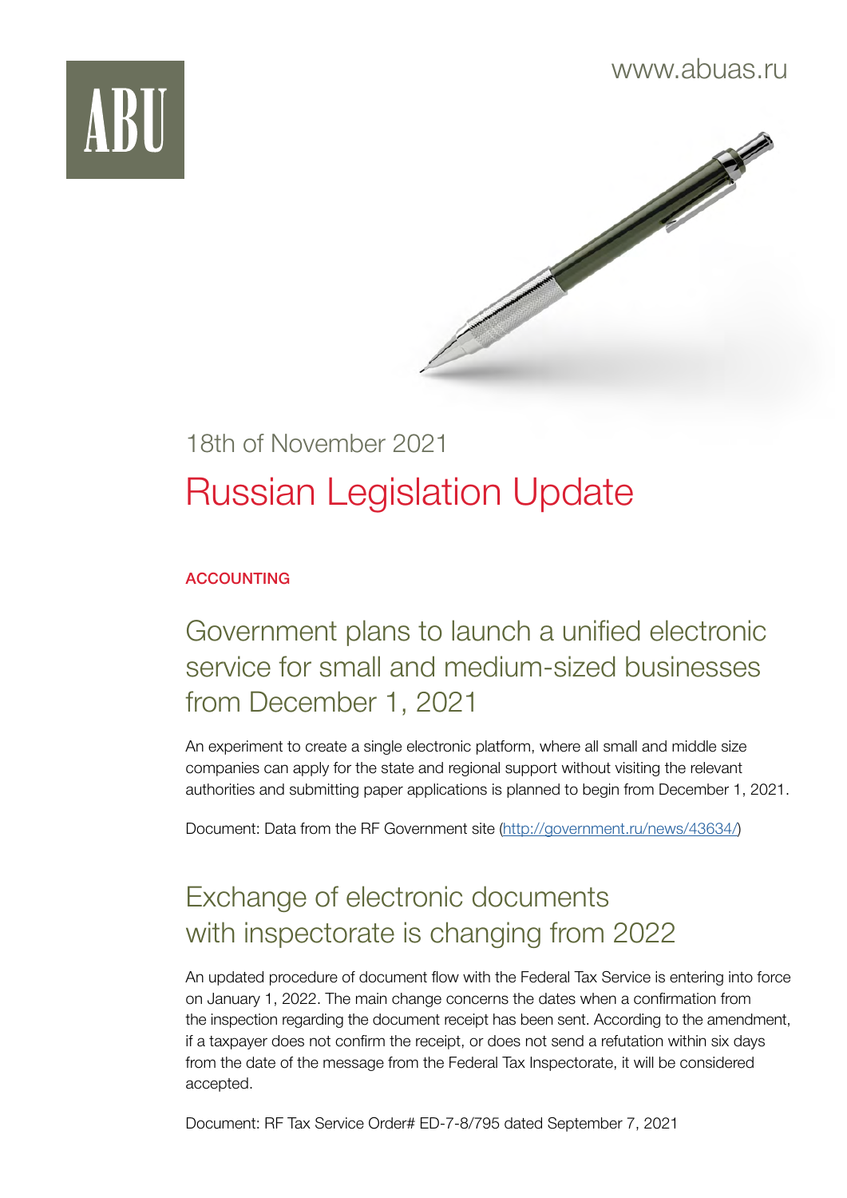ABU

www.abuas.ru

18th of November 2021

# Russian Legislation Update

**ACCOUNTING**

## Government plans to launch a unified electronic service for small and medium-sized businesses from December 1, 2021

An experiment to create a single electronic platform, where all small and middle size companies can apply for the state and regional support without visiting the relevant authorities and submitting paper applications is planned to begin from December 1, 2021.

Document: Data from the RF Government site (http://government.ru/news/43634/)

## Exchange of electronic documents with inspectorate is changing from 2022

An updated procedure of document flow with the Federal Tax Service is entering into force on January 1, 2022. The main change concerns the dates when a confirmation from the inspection regarding the document receipt has been sent. According to the amendment, if a taxpayer does not confirm the receipt, or does not send a refutation within six days from the date of the message from the Federal Tax Inspectorate, it will be considered accepted.

Document: RF Tax Service Order# ED-7-8/795 dated September 7, 2021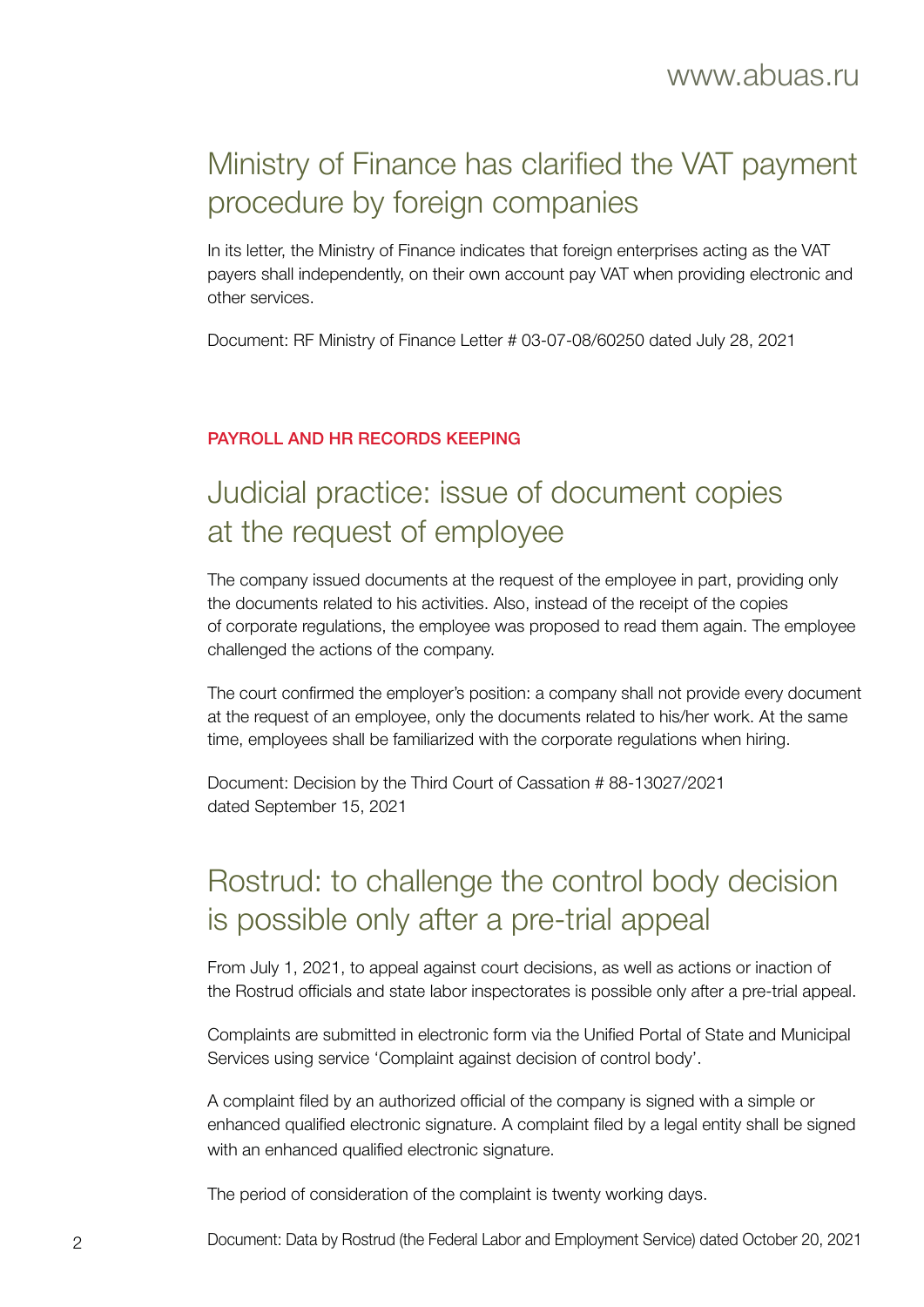## Ministry of Finance has clarified the VAT payment procedure by foreign companies

In its letter, the Ministry of Finance indicates that foreign enterprises acting as the VAT payers shall independently, on their own account pay VAT when providing electronic and other services.

Document: RF Ministry of Finance Letter # 03-07-08/60250 dated July 28, 2021

### PAYROLL AND HR RECORDS KEEPING

## Judicial practice: issue of document copies at the request of employee

The company issued documents at the request of the employee in part, providing only the documents related to his activities. Also, instead of the receipt of the copies of corporate regulations, the employee was proposed to read them again. The employee challenged the actions of the company.

The court confirmed the employer's position: a company shall not provide every document at the request of an employee, only the documents related to his/her work. At the same time, employees shall be familiarized with the corporate regulations when hiring.

Document: Decision by the Third Court of Cassation # 88-13027/2021 dated September 15, 2021

## Rostrud: to challenge the control body decision is possible only after a pre-trial appeal

From July 1, 2021, to appeal against court decisions, as well as actions or inaction of the Rostrud officials and state labor inspectorates is possible only after a pre-trial appeal.

Complaints are submitted in electronic form via the Unified Portal of State and Municipal Services using service 'Complaint against decision of control body'.

A complaint filed by an authorized official of the company is signed with a simple or enhanced qualified electronic signature. A complaint filed by a legal entity shall be signed with an enhanced qualified electronic signature.

The period of consideration of the complaint is twenty working days.

Document: Data by Rostrud (the Federal Labor and Employment Service) dated October 20, 2021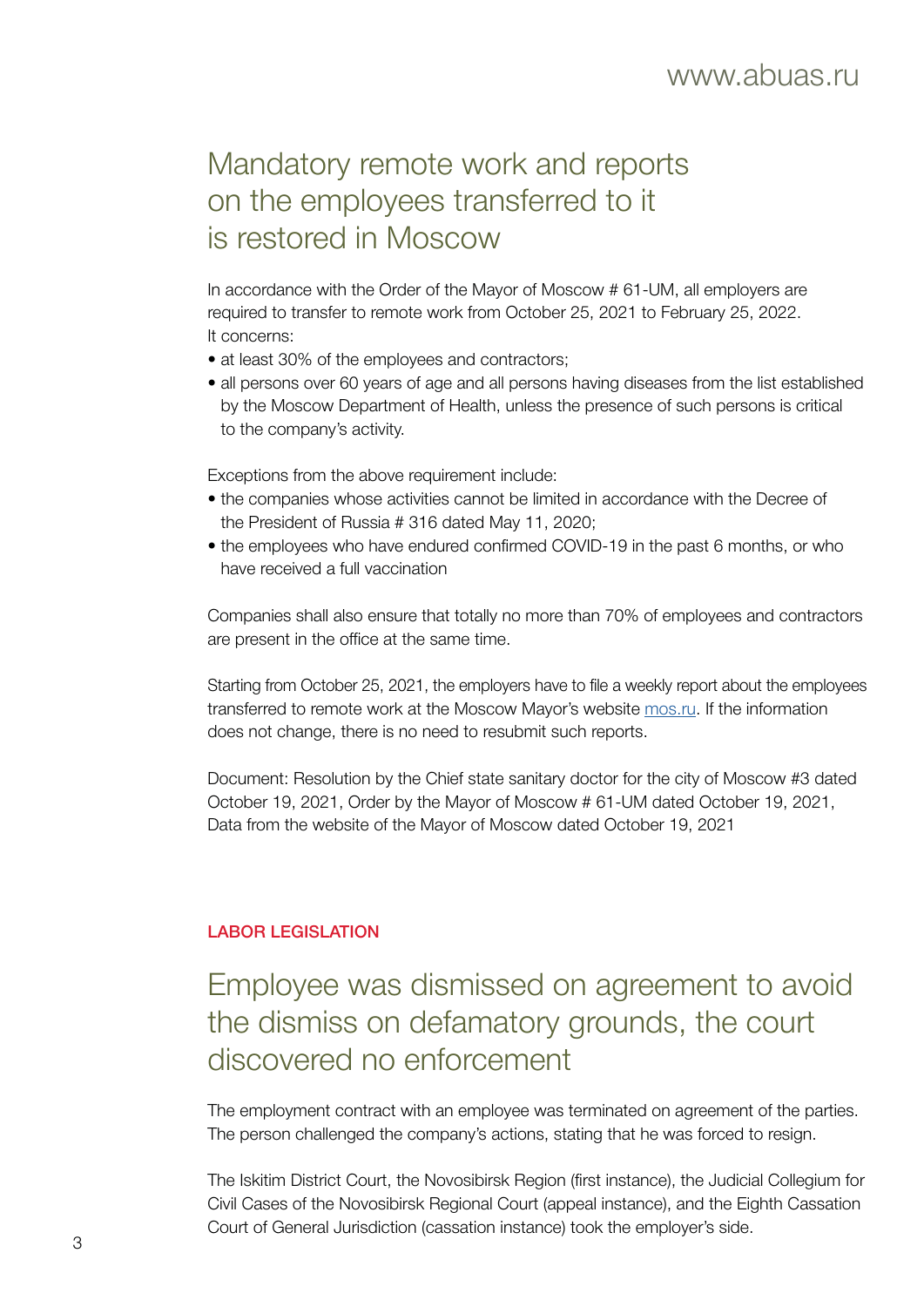## Mandatory remote work and reports on the employees transferred to it is restored in Moscow

In accordance with the Order of the Mayor of Moscow # 61-UM, all employers are required to transfer to remote work from October 25, 2021 to February 25, 2022. It concerns:

- at least 30% of the employees and contractors;
- all persons over 60 years of age and all persons having diseases from the list established by the Moscow Department of Health, unless the presence of such persons is critical to the company's activity.

Exceptions from the above requirement include:

- the companies whose activities cannot be limited in accordance with the Decree of the President of Russia # 316 dated May 11, 2020;
- the employees who have endured confirmed COVID-19 in the past 6 months, or who have received a full vaccination

Companies shall also ensure that totally no more than 70% of employees and contractors are present in the office at the same time.

Starting from October 25, 2021, the employers have to file a weekly report about the employees transferred to remote work at the Moscow Mayor's website [mos.ru](mos.ru). If the information does not change, there is no need to resubmit such reports.

Document: Resolution by the Chief state sanitary doctor for the city of Moscow #3 dated October 19, 2021, Order by the Mayor of Moscow # 61-UM dated October 19, 2021, Data from the website of the Mayor of Moscow dated October 19, 2021

**LABOR LEGISLATION**

## Employee was dismissed on agreement to avoid the dismiss on defamatory grounds, the court discovered no enforcement

The employment contract with an employee was terminated on agreement of the parties. The person challenged the company's actions, stating that he was forced to resign.

The Iskitim District Court, the Novosibirsk Region (first instance), the Judicial Collegium for Civil Cases of the Novosibirsk Regional Court (appeal instance), and the Eighth Cassation Court of General Jurisdiction (cassation instance) took the employer's side.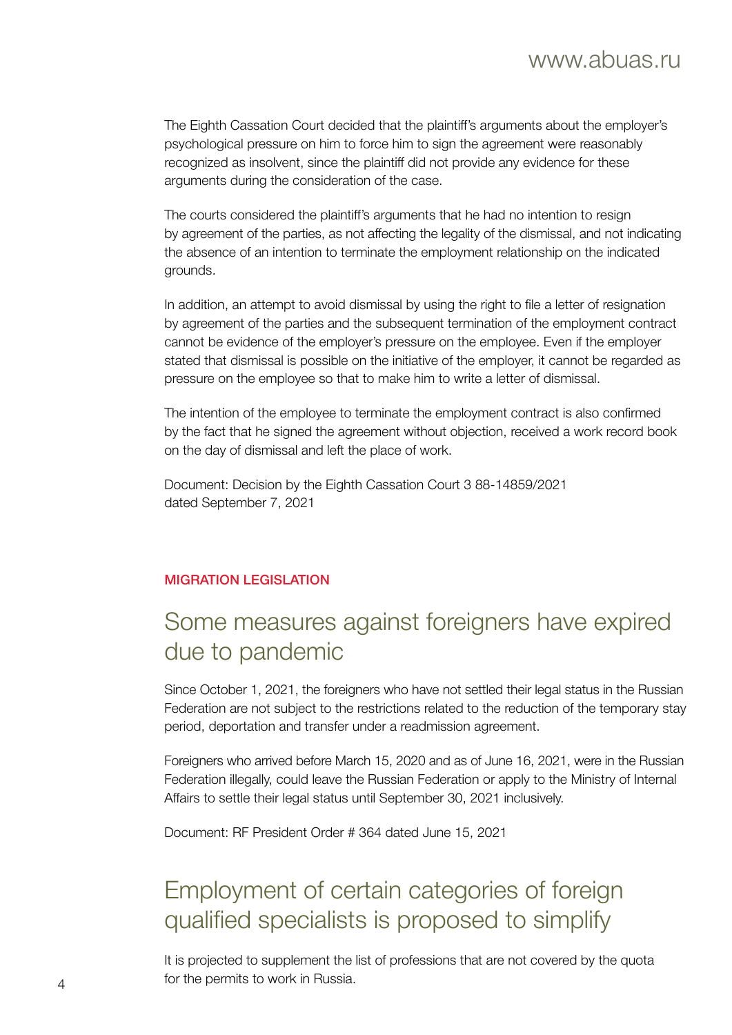The Eighth Cassation Court decided that the plaintiff's arguments about the employer's psychological pressure on him to force him to sign the agreement were reasonably recognized as insolvent, since the plaintiff did not provide any evidence for these arguments during the consideration of the case.

The courts considered the plaintiff's arguments that he had no intention to resign by agreement of the parties, as not affecting the legality of the dismissal, and not indicating the absence of an intention to terminate the employment relationship on the indicated grounds.

In addition, an attempt to avoid dismissal by using the right to file a letter of resignation by agreement of the parties and the subsequent termination of the employment contract cannot be evidence of the employer's pressure on the employee. Even if the employer stated that dismissal is possible on the initiative of the employer, it cannot be regarded as pressure on the employee so that to make him to write a letter of dismissal.

The intention of the employee to terminate the employment contract is also confirmed by the fact that he signed the agreement without objection, received a work record book on the day of dismissal and left the place of work.

Document: Decision by the Eighth Cassation Court 3 88-14859/2021 dated September 7, 2021

### MIGRATION LEGISLATION

## Some measures against foreigners have expired due to pandemic

Since October 1, 2021, the foreigners who have not settled their legal status in the Russian Federation are not subject to the restrictions related to the reduction of the temporary stay period, deportation and transfer under a readmission agreement.

Foreigners who arrived before March 15, 2020 and as of June 16, 2021, were in the Russian Federation illegally, could leave the Russian Federation or apply to the Ministry of Internal Affairs to settle their legal status until September 30, 2021 inclusively.

Document: RF President Order # 364 dated June 15, 2021

## Employment of certain categories of foreign qualified specialists is proposed to simplify

It is projected to supplement the list of professions that are not covered by the quota for the permits to work in Russia.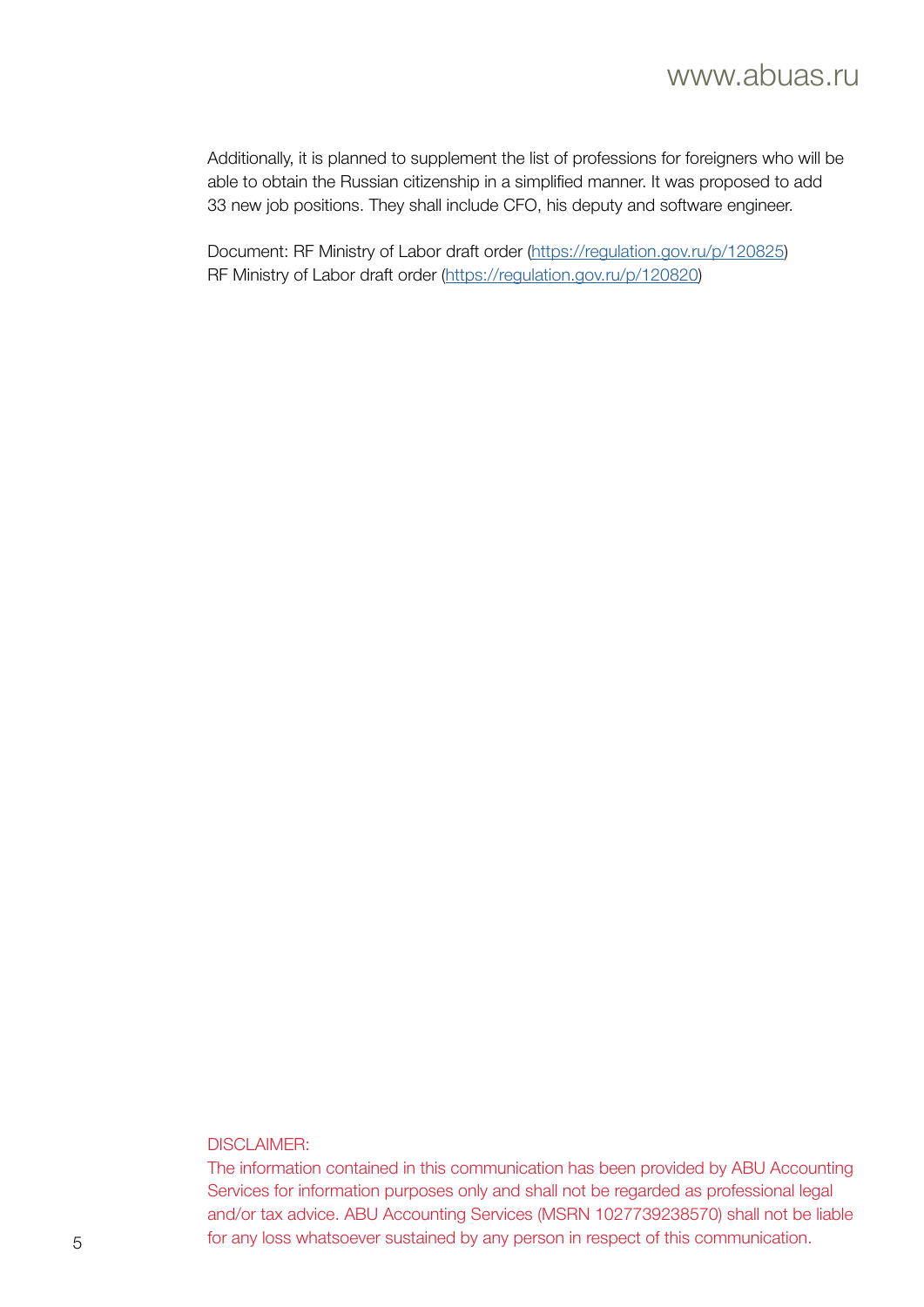Additionally, it is planned to supplement the list of professions for foreigners who will be able to obtain the Russian citizenship in a simplified manner. It was proposed to add 33 new job positions. They shall include CFO, his deputy and software engineer.

Document: RF Ministry of Labor draft order (https://regulation.gov.ru/p/120825)
RF Ministry of Labor draft order (https://regulation.gov.ru/p/120820)

DISCLAIMER:
The information contained in this communication has been provided by ABU Accounting Services for information purposes only and shall not be regarded as professional legal and/or tax advice. ABU Accounting Services (MSRN 1027739238570) shall not be liable for any loss whatsoever sustained by any person in respect of this communication.